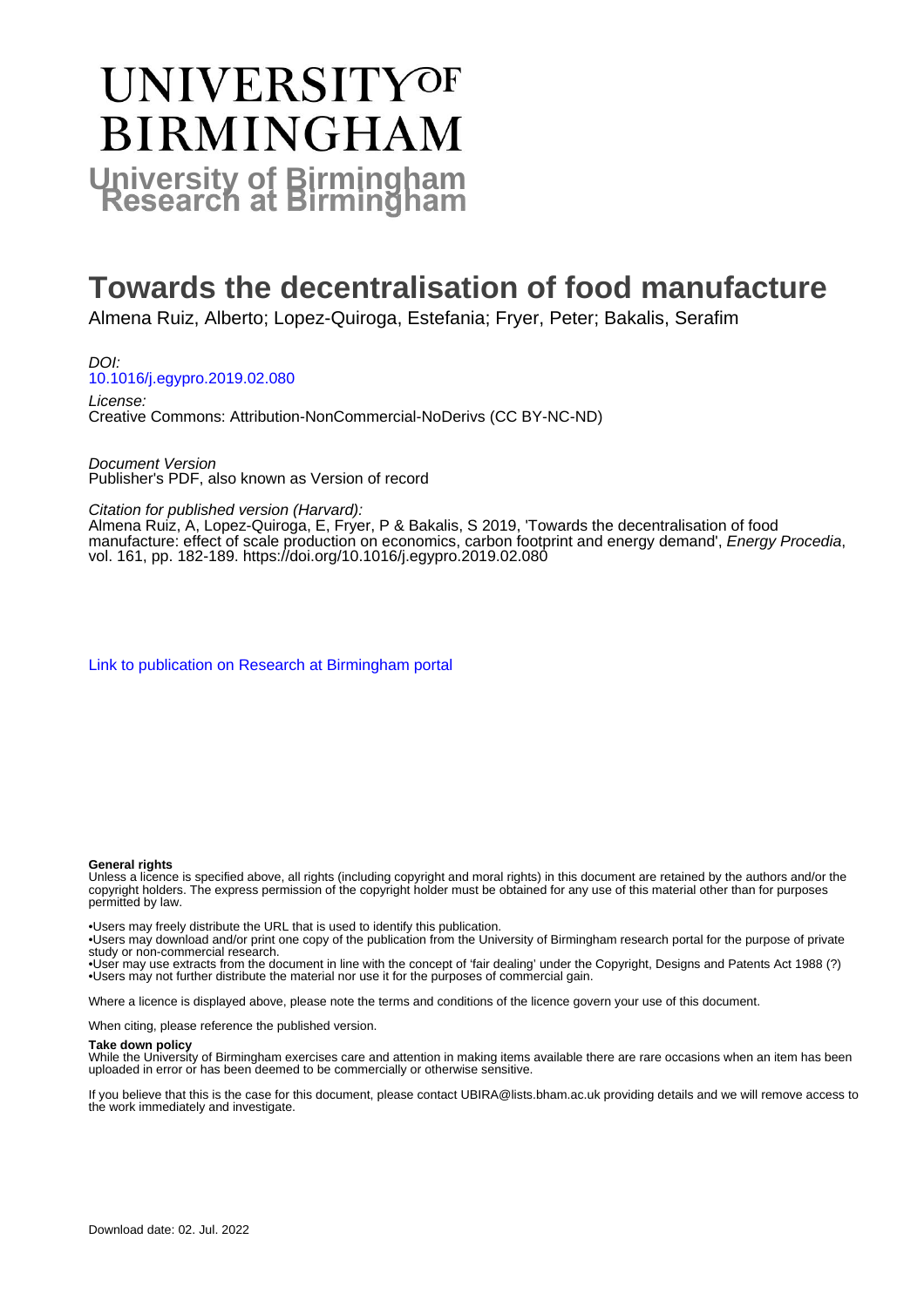# UNIVERSITY OF BIRMINGHAM

**University of Birmingham Research at Birmingham**

# Towards the decentralisation of food manufacture

Almena Ruiz, Alberto; Lopez-Quiroga, Estefania; Fryer, Peter; Bakalis, Serafim

*DOI:*
10.1016/j.egypro.2019.02.080

*License:*
Creative Commons: Attribution-NonCommercial-NoDerivs (CC BY-NC-ND)

*Document Version*
Publisher's PDF, also known as Version of record

*Citation for published version (Harvard):*
Almena Ruiz, A, Lopez-Quiroga, E, Fryer, P & Bakalis, S 2019, 'Towards the decentralisation of food manufacture: effect of scale production on economics, carbon footprint and energy demand', *Energy Procedia*, vol. 161, pp. 182-189. https://doi.org/10.1016/j.egypro.2019.02.080

Link to publication on Research at Birmingham portal

**General rights**
Unless a licence is specified above, all rights (including copyright and moral rights) in this document are retained by the authors and/or the copyright holders. The express permission of the copyright holder must be obtained for any use of this material other than for purposes permitted by law.

•Users may freely distribute the URL that is used to identify this publication.
•Users may download and/or print one copy of the publication from the University of Birmingham research portal for the purpose of private study or non-commercial research.
•User may use extracts from the document in line with the concept of 'fair dealing' under the Copyright, Designs and Patents Act 1988 (?)
•Users may not further distribute the material nor use it for the purposes of commercial gain.

Where a licence is displayed above, please note the terms and conditions of the licence govern your use of this document.

When citing, please reference the published version.

**Take down policy**
While the University of Birmingham exercises care and attention in making items available there are rare occasions when an item has been uploaded in error or has been deemed to be commercially or otherwise sensitive.

If you believe that this is the case for this document, please contact UBIRA@lists.bham.ac.uk providing details and we will remove access to the work immediately and investigate.

Download date: 02. Jul. 2022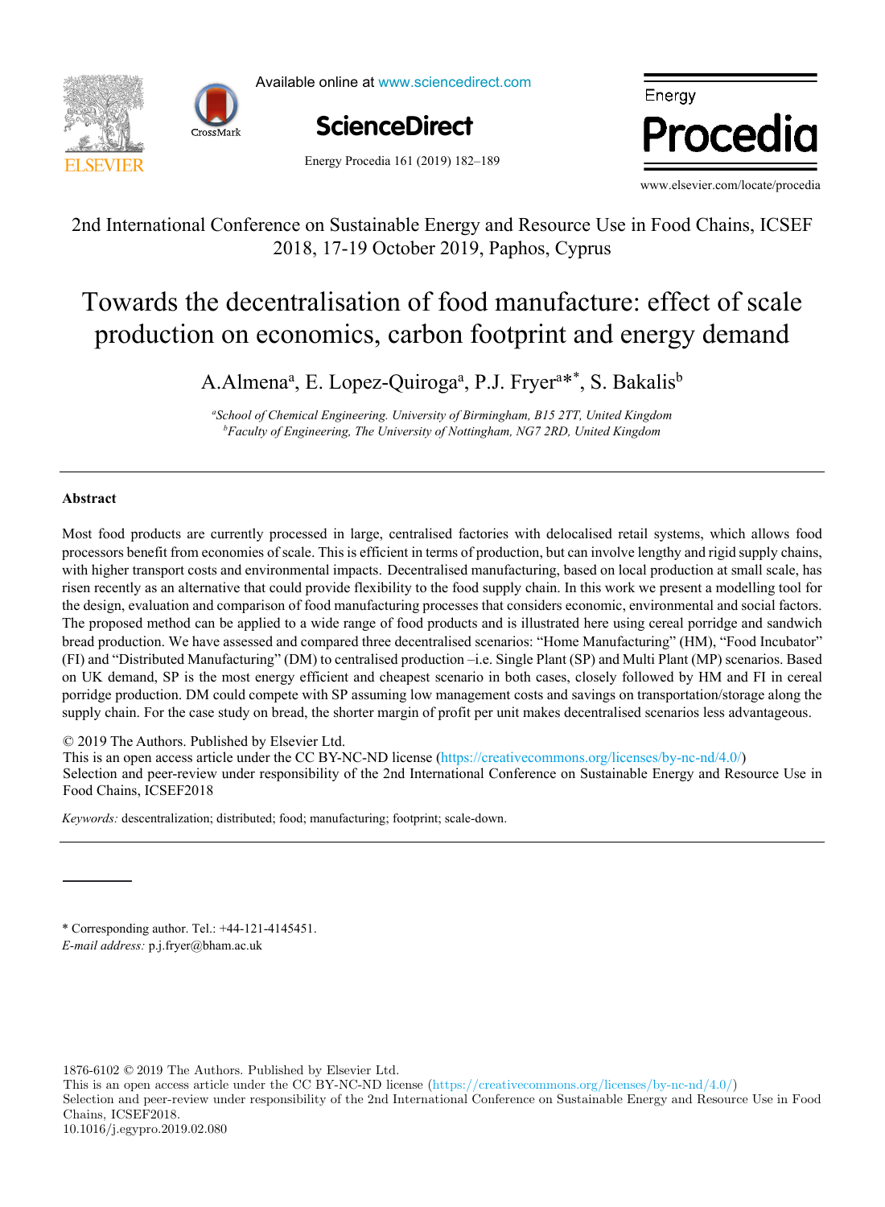2nd International Conference on Sustainable Energy and Resource Use in Food Chains, ICSEF 2018, 17-19 October 2019, Paphos, Cyprus

# Towards the decentralisation of food manufacture: effect of scale production on economics, carbon footprint and energy demand

A.Almena[a], E. Lopez-Quiroga[a], P.J. Fryer[a*], S. Bakalis[b]

[a]School of Chemical Engineering. University of Birmingham, B15 2TT, United Kingdom
[b]Faculty of Engineering, The University of Nottingham, NG7 2RD, United Kingdom

---

**Abstract**

Most food products are currently processed in large, centralised factories with delocalised retail systems, which allows food processors benefit from economies of scale. This is efficient in terms of production, but can involve lengthy and rigid supply chains, with higher transport costs and environmental impacts. Decentralised manufacturing, based on local production at small scale, has risen recently as an alternative that could provide flexibility to the food supply chain. In this work we present a modelling tool for the design, evaluation and comparison of food manufacturing processes that considers economic, environmental and social factors. The proposed method can be applied to a wide range of food products and is illustrated here using cereal porridge and sandwich bread production. We have assessed and compared three decentralised scenarios: "Home Manufacturing" (HM), "Food Incubator" (FI) and "Distributed Manufacturing" (DM) to centralised production –i.e. Single Plant (SP) and Multi Plant (MP) scenarios. Based on UK demand, SP is the most energy efficient and cheapest scenario in both cases, closely followed by HM and FI in cereal porridge production. DM could compete with SP assuming low management costs and savings on transportation/storage along the supply chain. For the case study on bread, the shorter margin of profit per unit makes decentralised scenarios less advantageous.

© 2019 The Authors. Published by Elsevier Ltd.
This is an open access article under the CC BY-NC-ND license (https://creativecommons.org/licenses/by-nc-nd/4.0/)
Selection and peer-review under responsibility of the 2nd International Conference on Sustainable Energy and Resource Use in Food Chains, ICSEF2018

*Keywords:* descentralization; distributed; food; manufacturing; footprint; scale-down.

---

\* Corresponding author. Tel.: +44-121-4145451.
*E-mail address:* p.j.fryer@bham.ac.uk

1876-6102 © 2019 The Authors. Published by Elsevier Ltd.
This is an open access article under the CC BY-NC-ND license (https://creativecommons.org/licenses/by-nc-nd/4.0/)
Selection and peer-review under responsibility of the 2nd International Conference on Sustainable Energy and Resource Use in Food Chains, ICSEF2018.
10.1016/j.egypro.2019.02.080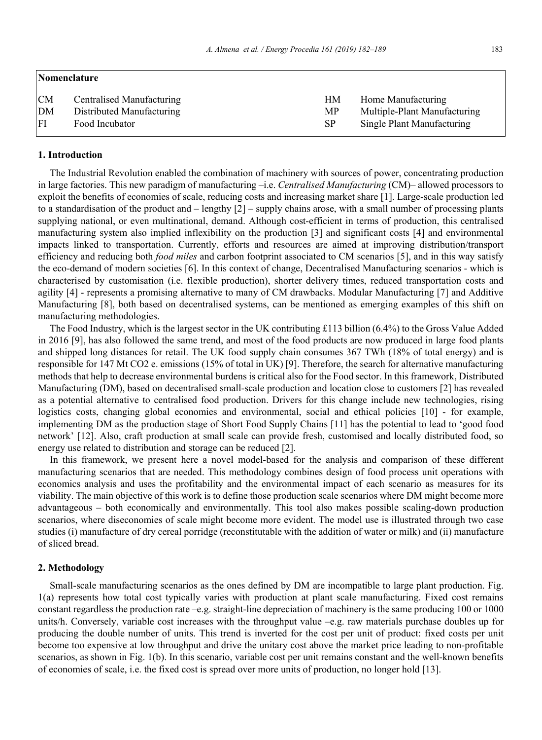## Nomenclature

| | | | |
|---|---|---|---|
| CM | Centralised Manufacturing | HM | Home Manufacturing |
| DM | Distributed Manufacturing | MP | Multiple-Plant Manufacturing |
| FI | Food Incubator | SP | Single Plant Manufacturing |

## 1. Introduction

The Industrial Revolution enabled the combination of machinery with sources of power, concentrating production in large factories. This new paradigm of manufacturing –i.e. *Centralised Manufacturing* (CM)– allowed processors to exploit the benefits of economies of scale, reducing costs and increasing market share [1]. Large-scale production led to a standardisation of the product and – lengthy [2] – supply chains arose, with a small number of processing plants supplying national, or even multinational, demand. Although cost-efficient in terms of production, this centralised manufacturing system also implied inflexibility on the production [3] and significant costs [4] and environmental impacts linked to transportation. Currently, efforts and resources are aimed at improving distribution/transport efficiency and reducing both *food miles* and carbon footprint associated to CM scenarios [5], and in this way satisfy the eco-demand of modern societies [6]. In this context of change, Decentralised Manufacturing scenarios - which is characterised by customisation (i.e. flexible production), shorter delivery times, reduced transportation costs and agility [4] - represents a promising alternative to many of CM drawbacks. Modular Manufacturing [7] and Additive Manufacturing [8], both based on decentralised systems, can be mentioned as emerging examples of this shift on manufacturing methodologies.

The Food Industry, which is the largest sector in the UK contributing £113 billion (6.4%) to the Gross Value Added in 2016 [9], has also followed the same trend, and most of the food products are now produced in large food plants and shipped long distances for retail. The UK food supply chain consumes 367 TWh (18% of total energy) and is responsible for 147 Mt $CO_2$ e. emissions (15% of total in UK) [9]. Therefore, the search for alternative manufacturing methods that help to decrease environmental burdens is critical also for the Food sector. In this framework, Distributed Manufacturing (DM), based on decentralised small-scale production and location close to customers [2] has revealed as a potential alternative to centralised food production. Drivers for this change include new technologies, rising logistics costs, changing global economies and environmental, social and ethical policies [10] - for example, implementing DM as the production stage of Short Food Supply Chains [11] has the potential to lead to 'good food network' [12]. Also, craft production at small scale can provide fresh, customised and locally distributed food, so energy use related to distribution and storage can be reduced [2].

In this framework, we present here a novel model-based for the analysis and comparison of these different manufacturing scenarios that are needed. This methodology combines design of food process unit operations with economics analysis and uses the profitability and the environmental impact of each scenario as measures for its viability. The main objective of this work is to define those production scale scenarios where DM might become more advantageous – both economically and environmentally. This tool also makes possible scaling-down production scenarios, where diseconomies of scale might become more evident. The model use is illustrated through two case studies (i) manufacture of dry cereal porridge (reconstitutable with the addition of water or milk) and (ii) manufacture of sliced bread.

## 2. Methodology

Small-scale manufacturing scenarios as the ones defined by DM are incompatible to large plant production. Fig. 1(a) represents how total cost typically varies with production at plant scale manufacturing. Fixed cost remains constant regardless the production rate –e.g. straight-line depreciation of machinery is the same producing 100 or 1000 units/h. Conversely, variable cost increases with the throughput value –e.g. raw materials purchase doubles up for producing the double number of units. This trend is inverted for the cost per unit of product: fixed costs per unit become too expensive at low throughput and drive the unitary cost above the market price leading to non-profitable scenarios, as shown in Fig. 1(b). In this scenario, variable cost per unit remains constant and the well-known benefits of economies of scale, i.e. the fixed cost is spread over more units of production, no longer hold [13].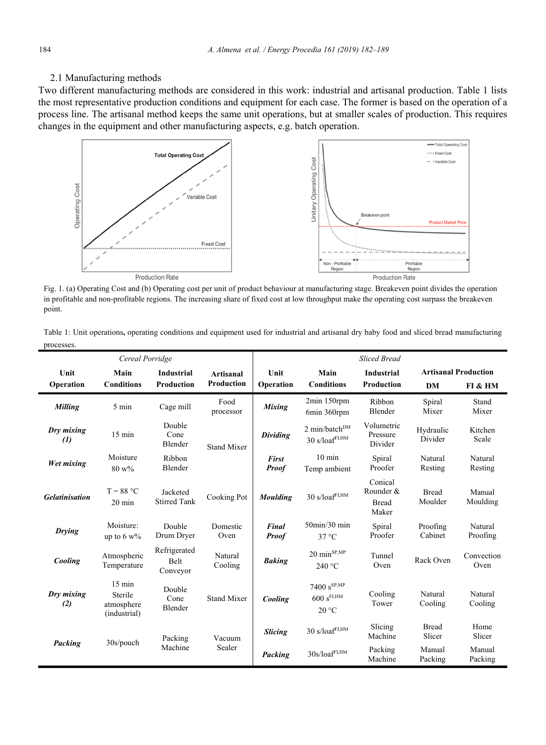### 2.1 Manufacturing methods

Two different manufacturing methods are considered in this work: industrial and artisanal production. Table 1 lists the most representative production conditions and equipment for each case. The former is based on the operation of a process line. The artisanal method keeps the same unit operations, but at smaller scales of production. This requires changes in the equipment and other manufacturing aspects, e.g. batch operation.

Fig. 1. (a) Operating Cost and (b) Operating cost per unit of product behaviour at manufacturing stage. Breakeven point divides the operation in profitable and non-profitable regions. The increasing share of fixed cost at low throughput make the operating cost surpass the breakeven point.

Table 1: Unit operations, operating conditions and equipment used for industrial and artisanal dry baby food and sliced bread manufacturing processes.

| *Cereal Porridge* | | | | *Sliced Bread* | | | | |
|---|---|---|---|---|---|---|---|---|
| **Unit Operation** | **Main Conditions** | **Industrial Production** | **Artisanal Production** | **Unit Operation** | **Main Conditions** | **Industrial Production** | **Artisanal Production** | |
| | | | | | | | **DM** | **FI & HM** |
| ***Milling*** | 5 min | Cage mill | Food processor | ***Mixing*** | 2min 150rpm 6min 360rpm | Ribbon Blender | Spiral Mixer | Stand Mixer |
| ***Dry mixing (1)*** | 15 min | Double Cone Blender | Stand Mixer | ***Dividing*** | 2 min/batch[DM] 30 s/loaf[FI,HM] | Volumetric Pressure Divider | Hydraulic Divider | Kitchen Scale |
| ***Wet mixing*** | Moisture 80 w% | Ribbon Blender | | ***First Proof*** | 10 min Temp ambient | Spiral Proofer | Natural Resting | Natural Resting |
| ***Gelatinisation*** | T = 88 °C 20 min | Jacketed Stirred Tank | Cooking Pot | ***Moulding*** | 30 s/loaf[FI,HM] | Conical Rounder & Bread Maker | Bread Moulder | Manual Moulding |
| ***Drying*** | Moisture: up to 6 w% | Double Drum Dryer | Domestic Oven | ***Final Proof*** | 50min/30 min 37 °C | Spiral Proofer | Proofing Cabinet | Natural Proofing |
| ***Cooling*** | Atmospheric Temperature | Refrigerated Belt Conveyor | Natural Cooling | ***Baking*** | 20 min[SP,MP] 240 °C | Tunnel Oven | Rack Oven | Convection Oven |
| ***Dry mixing (2)*** | 15 min Sterile atmosphere (industrial) | Double Cone Blender | Stand Mixer | ***Cooling*** | 7400 s[SP,MP] 600 s[FI,HM] 20 °C | Cooling Tower | Natural Cooling | Natural Cooling |
| ***Packing*** | 30s/pouch | Packing Machine | Vacuum Sealer | ***Slicing*** | 30 s/loaf[FI,HM] | Slicing Machine | Bread Slicer | Home Slicer |
| | | | | ***Packing*** | 30s/loaf[FI,HM] | Packing Machine | Manual Packing | Manual Packing |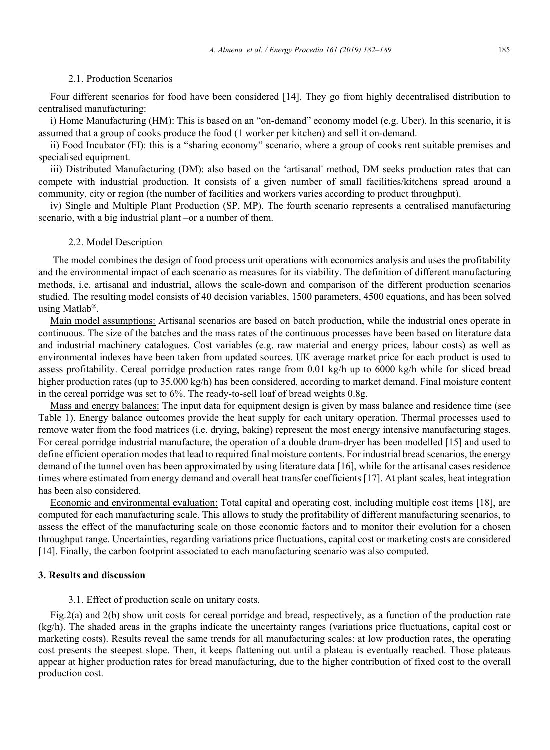### 2.1. Production Scenarios

Four different scenarios for food have been considered [14]. They go from highly decentralised distribution to centralised manufacturing:

i) Home Manufacturing (HM): This is based on an "on-demand" economy model (e.g. Uber). In this scenario, it is assumed that a group of cooks produce the food (1 worker per kitchen) and sell it on-demand.

ii) Food Incubator (FI): this is a "sharing economy" scenario, where a group of cooks rent suitable premises and specialised equipment.

iii) Distributed Manufacturing (DM): also based on the 'artisanal' method, DM seeks production rates that can compete with industrial production. It consists of a given number of small facilities/kitchens spread around a community, city or region (the number of facilities and workers varies according to product throughput).

iv) Single and Multiple Plant Production (SP, MP). The fourth scenario represents a centralised manufacturing scenario, with a big industrial plant –or a number of them.

### 2.2. Model Description

The model combines the design of food process unit operations with economics analysis and uses the profitability and the environmental impact of each scenario as measures for its viability. The definition of different manufacturing methods, i.e. artisanal and industrial, allows the scale-down and comparison of the different production scenarios studied. The resulting model consists of 40 decision variables, 1500 parameters, 4500 equations, and has been solved using Matlab®.

Main model assumptions: Artisanal scenarios are based on batch production, while the industrial ones operate in continuous. The size of the batches and the mass rates of the continuous processes have been based on literature data and industrial machinery catalogues. Cost variables (e.g. raw material and energy prices, labour costs) as well as environmental indexes have been taken from updated sources. UK average market price for each product is used to assess profitability. Cereal porridge production rates range from 0.01 kg/h up to 6000 kg/h while for sliced bread higher production rates (up to 35,000 kg/h) has been considered, according to market demand. Final moisture content in the cereal porridge was set to 6%. The ready-to-sell loaf of bread weights 0.8g.

Mass and energy balances: The input data for equipment design is given by mass balance and residence time (see Table 1). Energy balance outcomes provide the heat supply for each unitary operation. Thermal processes used to remove water from the food matrices (i.e. drying, baking) represent the most energy intensive manufacturing stages. For cereal porridge industrial manufacture, the operation of a double drum-dryer has been modelled [15] and used to define efficient operation modes that lead to required final moisture contents. For industrial bread scenarios, the energy demand of the tunnel oven has been approximated by using literature data [16], while for the artisanal cases residence times where estimated from energy demand and overall heat transfer coefficients [17]. At plant scales, heat integration has been also considered.

Economic and environmental evaluation: Total capital and operating cost, including multiple cost items [18], are computed for each manufacturing scale. This allows to study the profitability of different manufacturing scenarios, to assess the effect of the manufacturing scale on those economic factors and to monitor their evolution for a chosen throughput range. Uncertainties, regarding variations price fluctuations, capital cost or marketing costs are considered [14]. Finally, the carbon footprint associated to each manufacturing scenario was also computed.

## 3. Results and discussion

### 3.1. Effect of production scale on unitary costs.

Fig.2(a) and 2(b) show unit costs for cereal porridge and bread, respectively, as a function of the production rate (kg/h). The shaded areas in the graphs indicate the uncertainty ranges (variations price fluctuations, capital cost or marketing costs). Results reveal the same trends for all manufacturing scales: at low production rates, the operating cost presents the steepest slope. Then, it keeps flattening out until a plateau is eventually reached. Those plateaus appear at higher production rates for bread manufacturing, due to the higher contribution of fixed cost to the overall production cost.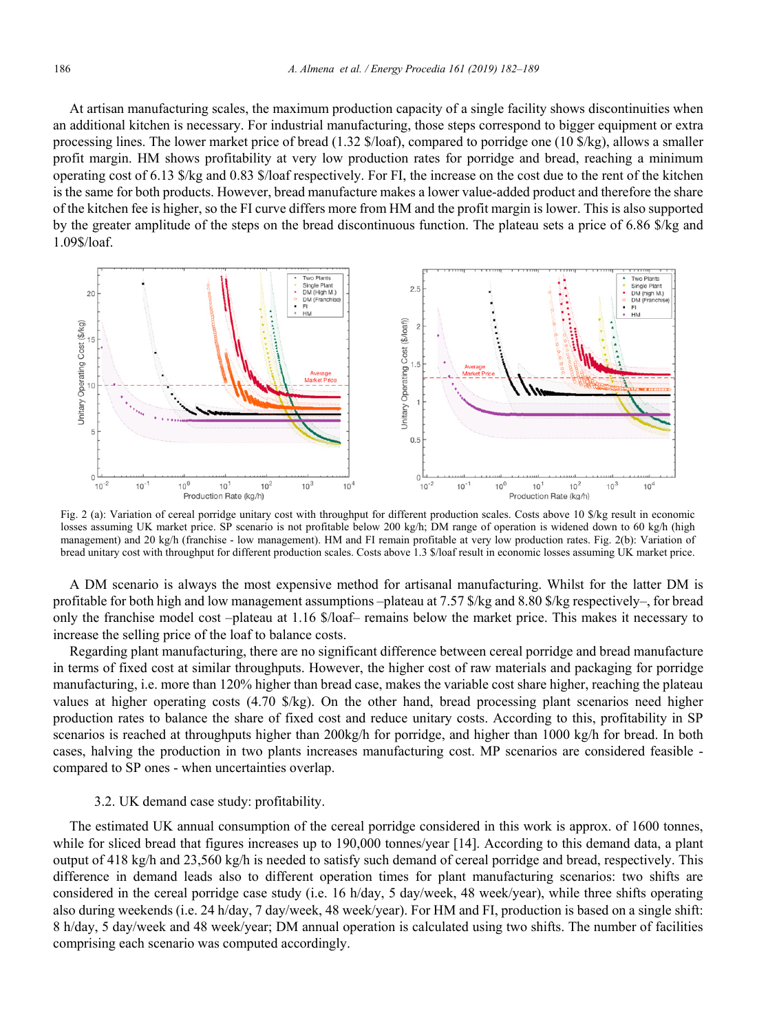At artisan manufacturing scales, the maximum production capacity of a single facility shows discontinuities when an additional kitchen is necessary. For industrial manufacturing, those steps correspond to bigger equipment or extra processing lines. The lower market price of bread (1.32 $/loaf), compared to porridge one (10 $/kg), allows a smaller profit margin. HM shows profitability at very low production rates for porridge and bread, reaching a minimum operating cost of 6.13 $/kg and 0.83 $/loaf respectively. For FI, the increase on the cost due to the rent of the kitchen is the same for both products. However, bread manufacture makes a lower value-added product and therefore the share of the kitchen fee is higher, so the FI curve differs more from HM and the profit margin is lower. This is also supported by the greater amplitude of the steps on the bread discontinuous function. The plateau sets a price of 6.86 $/kg and 1.09$/loaf.

Fig. 2 (a): Variation of cereal porridge unitary cost with throughput for different production scales. Costs above 10 $/kg result in economic losses assuming UK market price. SP scenario is not profitable below 200 kg/h; DM range of operation is widened down to 60 kg/h (high management) and 20 kg/h (franchise - low management). HM and FI remain profitable at very low production rates. Fig. 2(b): Variation of bread unitary cost with throughput for different production scales. Costs above 1.3 $/loaf result in economic losses assuming UK market price.

A DM scenario is always the most expensive method for artisanal manufacturing. Whilst for the latter DM is profitable for both high and low management assumptions –plateau at 7.57 $/kg and 8.80 $/kg respectively–, for bread only the franchise model cost –plateau at 1.16 $/loaf– remains below the market price. This makes it necessary to increase the selling price of the loaf to balance costs.

Regarding plant manufacturing, there are no significant difference between cereal porridge and bread manufacture in terms of fixed cost at similar throughputs. However, the higher cost of raw materials and packaging for porridge manufacturing, i.e. more than 120% higher than bread case, makes the variable cost share higher, reaching the plateau values at higher operating costs (4.70 $/kg). On the other hand, bread processing plant scenarios need higher production rates to balance the share of fixed cost and reduce unitary costs. According to this, profitability in SP scenarios is reached at throughputs higher than 200kg/h for porridge, and higher than 1000 kg/h for bread. In both cases, halving the production in two plants increases manufacturing cost. MP scenarios are considered feasible - compared to SP ones - when uncertainties overlap.

### 3.2. UK demand case study: profitability.

The estimated UK annual consumption of the cereal porridge considered in this work is approx. of 1600 tonnes, while for sliced bread that figures increases up to 190,000 tonnes/year [14]. According to this demand data, a plant output of 418 kg/h and 23,560 kg/h is needed to satisfy such demand of cereal porridge and bread, respectively. This difference in demand leads also to different operation times for plant manufacturing scenarios: two shifts are considered in the cereal porridge case study (i.e. 16 h/day, 5 day/week, 48 week/year), while three shifts operating also during weekends (i.e. 24 h/day, 7 day/week, 48 week/year). For HM and FI, production is based on a single shift: 8 h/day, 5 day/week and 48 week/year; DM annual operation is calculated using two shifts. The number of facilities comprising each scenario was computed accordingly.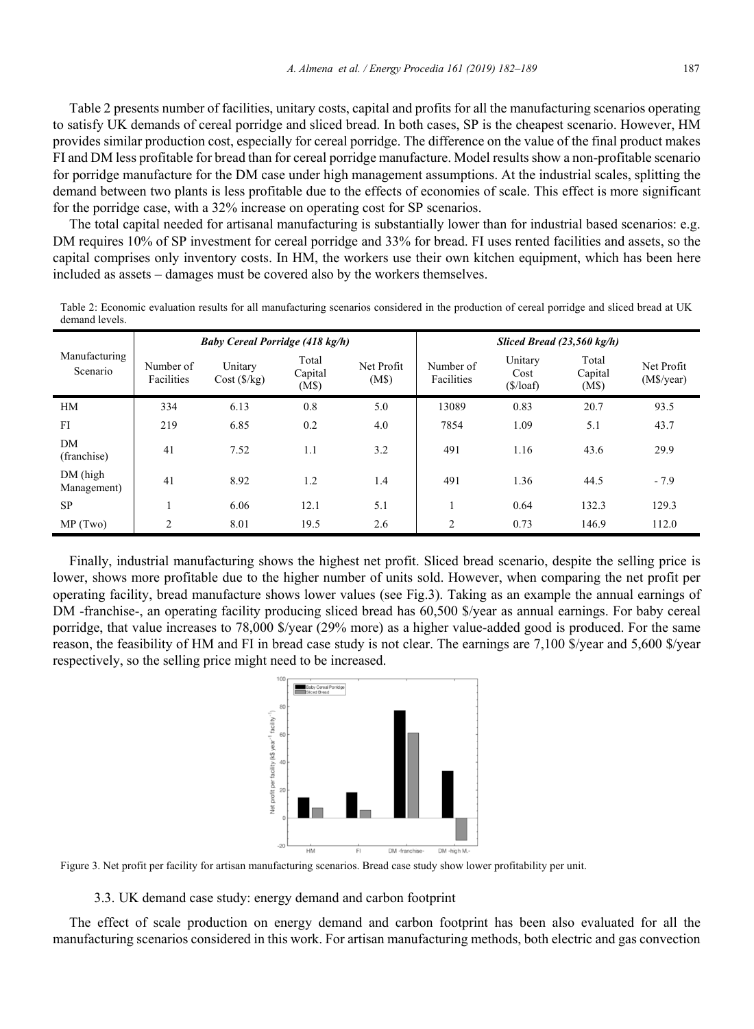Table 2 presents number of facilities, unitary costs, capital and profits for all the manufacturing scenarios operating to satisfy UK demands of cereal porridge and sliced bread. In both cases, SP is the cheapest scenario. However, HM provides similar production cost, especially for cereal porridge. The difference on the value of the final product makes FI and DM less profitable for bread than for cereal porridge manufacture. Model results show a non-profitable scenario for porridge manufacture for the DM case under high management assumptions. At the industrial scales, splitting the demand between two plants is less profitable due to the effects of economies of scale. This effect is more significant for the porridge case, with a 32% increase on operating cost for SP scenarios.

The total capital needed for artisanal manufacturing is substantially lower than for industrial based scenarios: e.g. DM requires 10% of SP investment for cereal porridge and 33% for bread. FI uses rented facilities and assets, so the capital comprises only inventory costs. In HM, the workers use their own kitchen equipment, which has been here included as assets – damages must be covered also by the workers themselves.

Table 2: Economic evaluation results for all manufacturing scenarios considered in the production of cereal porridge and sliced bread at UK demand levels.

| Manufacturing Scenario | *Baby Cereal Porridge (418 kg/h)* | | | | *Sliced Bread (23,560 kg/h)* | | | |
|---|---|---|---|---|---|---|---|---|
| | Number of Facilities | Unitary Cost ($/kg) | Total Capital (M$) | Net Profit (M$) | Number of Facilities | Unitary Cost ($/loaf) | Total Capital (M$) | Net Profit (M$/year) |
| HM | 334 | 6.13 | 0.8 | 5.0 | 13089 | 0.83 | 20.7 | 93.5 |
| FI | 219 | 6.85 | 0.2 | 4.0 | 7854 | 1.09 | 5.1 | 43.7 |
| DM (franchise) | 41 | 7.52 | 1.1 | 3.2 | 491 | 1.16 | 43.6 | 29.9 |
| DM (high Management) | 41 | 8.92 | 1.2 | 1.4 | 491 | 1.36 | 44.5 | - 7.9 |
| SP | 1 | 6.06 | 12.1 | 5.1 | 1 | 0.64 | 132.3 | 129.3 |
| MP (Two) | 2 | 8.01 | 19.5 | 2.6 | 2 | 0.73 | 146.9 | 112.0 |

Finally, industrial manufacturing shows the highest net profit. Sliced bread scenario, despite the selling price is lower, shows more profitable due to the higher number of units sold. However, when comparing the net profit per operating facility, bread manufacture shows lower values (see Fig.3). Taking as an example the annual earnings of DM -franchise-, an operating facility producing sliced bread has 60,500 $/year as annual earnings. For baby cereal porridge, that value increases to 78,000 $/year (29% more) as a higher value-added good is produced. For the same reason, the feasibility of HM and FI in bread case study is not clear. The earnings are 7,100 $/year and 5,600 $/year respectively, so the selling price might need to be increased.

Figure 3. Net profit per facility for artisan manufacturing scenarios. Bread case study show lower profitability per unit.

### 3.3. UK demand case study: energy demand and carbon footprint

The effect of scale production on energy demand and carbon footprint has been also evaluated for all the manufacturing scenarios considered in this work. For artisan manufacturing methods, both electric and gas convection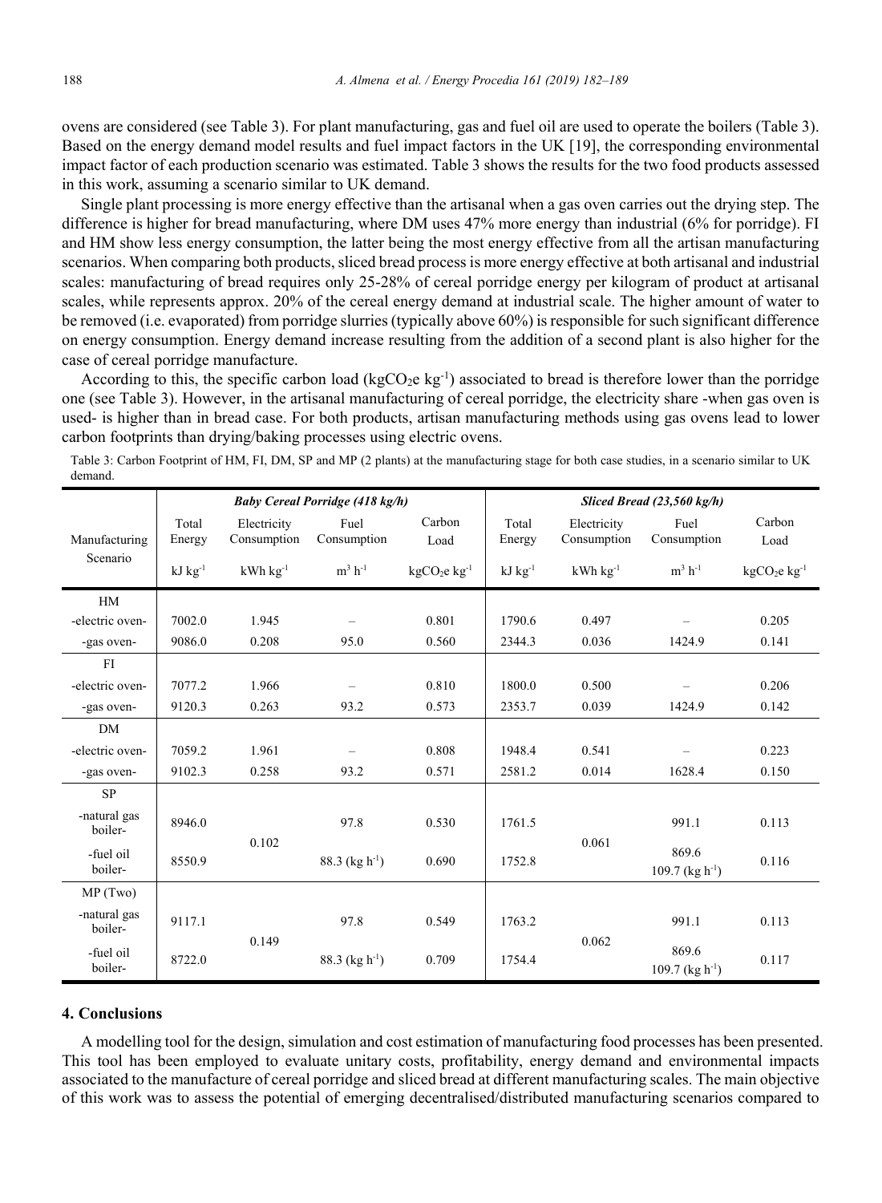ovens are considered (see Table 3). For plant manufacturing, gas and fuel oil are used to operate the boilers (Table 3). Based on the energy demand model results and fuel impact factors in the UK [19], the corresponding environmental impact factor of each production scenario was estimated. Table 3 shows the results for the two food products assessed in this work, assuming a scenario similar to UK demand.

Single plant processing is more energy effective than the artisanal when a gas oven carries out the drying step. The difference is higher for bread manufacturing, where DM uses 47% more energy than industrial (6% for porridge). FI and HM show less energy consumption, the latter being the most energy effective from all the artisan manufacturing scenarios. When comparing both products, sliced bread process is more energy effective at both artisanal and industrial scales: manufacturing of bread requires only 25-28% of cereal porridge energy per kilogram of product at artisanal scales, while represents approx. 20% of the cereal energy demand at industrial scale. The higher amount of water to be removed (i.e. evaporated) from porridge slurries (typically above 60%) is responsible for such significant difference on energy consumption. Energy demand increase resulting from the addition of a second plant is also higher for the case of cereal porridge manufacture.

According to this, the specific carbon load ($kgCO_2e\ kg^{-1}$) associated to bread is therefore lower than the porridge one (see Table 3). However, in the artisanal manufacturing of cereal porridge, the electricity share -when gas oven is used- is higher than in bread case. For both products, artisan manufacturing methods using gas ovens lead to lower carbon footprints than drying/baking processes using electric ovens.

Table 3: Carbon Footprint of HM, FI, DM, SP and MP (2 plants) at the manufacturing stage for both case studies, in a scenario similar to UK demand.

| Manufacturing Scenario | ***Baby Cereal Porridge (418 kg/h)*** | | | | ***Sliced Bread (23,560 kg/h)*** | | | |
|---|---|---|---|---|---|---|---|---|
| | Total Energy | Electricity Consumption | Fuel Consumption | Carbon Load | Total Energy | Electricity Consumption | Fuel Consumption | Carbon Load |
| | $kJ\ kg^{-1}$ | $kWh\ kg^{-1}$ | $m^3\ h^{-1}$ | $kgCO_2e\ kg^{-1}$ | $kJ\ kg^{-1}$ | $kWh\ kg^{-1}$ | $m^3\ h^{-1}$ | $kgCO_2e\ kg^{-1}$ |
| HM | | | | | | | | |
| -electric oven- | 7002.0 | 1.945 | – | 0.801 | 1790.6 | 0.497 | – | 0.205 |
| -gas oven- | 9086.0 | 0.208 | 95.0 | 0.560 | 2344.3 | 0.036 | 1424.9 | 0.141 |
| FI | | | | | | | | |
| -electric oven- | 7077.2 | 1.966 | – | 0.810 | 1800.0 | 0.500 | – | 0.206 |
| -gas oven- | 9120.3 | 0.263 | 93.2 | 0.573 | 2353.7 | 0.039 | 1424.9 | 0.142 |
| DM | | | | | | | | |
| -electric oven- | 7059.2 | 1.961 | – | 0.808 | 1948.4 | 0.541 | – | 0.223 |
| -gas oven- | 9102.3 | 0.258 | 93.2 | 0.571 | 2581.2 | 0.014 | 1628.4 | 0.150 |
| SP | | | | | | | | |
| -natural gas boiler- | 8946.0 | 0.102 | 97.8 | 0.530 | 1761.5 | 0.061 | 991.1 | 0.113 |
| -fuel oil boiler- | 8550.9 | | 88.3 ($kg\ h^{-1}$) | 0.690 | 1752.8 | | 869.6<br>109.7 ($kg\ h^{-1}$) | 0.116 |
| MP (Two) | | | | | | | | |
| -natural gas boiler- | 9117.1 | 0.149 | 97.8 | 0.549 | 1763.2 | 0.062 | 991.1 | 0.113 |
| -fuel oil boiler- | 8722.0 | | 88.3 ($kg\ h^{-1}$) | 0.709 | 1754.4 | | 869.6<br>109.7 ($kg\ h^{-1}$) | 0.117 |

## 4. Conclusions

A modelling tool for the design, simulation and cost estimation of manufacturing food processes has been presented. This tool has been employed to evaluate unitary costs, profitability, energy demand and environmental impacts associated to the manufacture of cereal porridge and sliced bread at different manufacturing scales. The main objective of this work was to assess the potential of emerging decentralised/distributed manufacturing scenarios compared to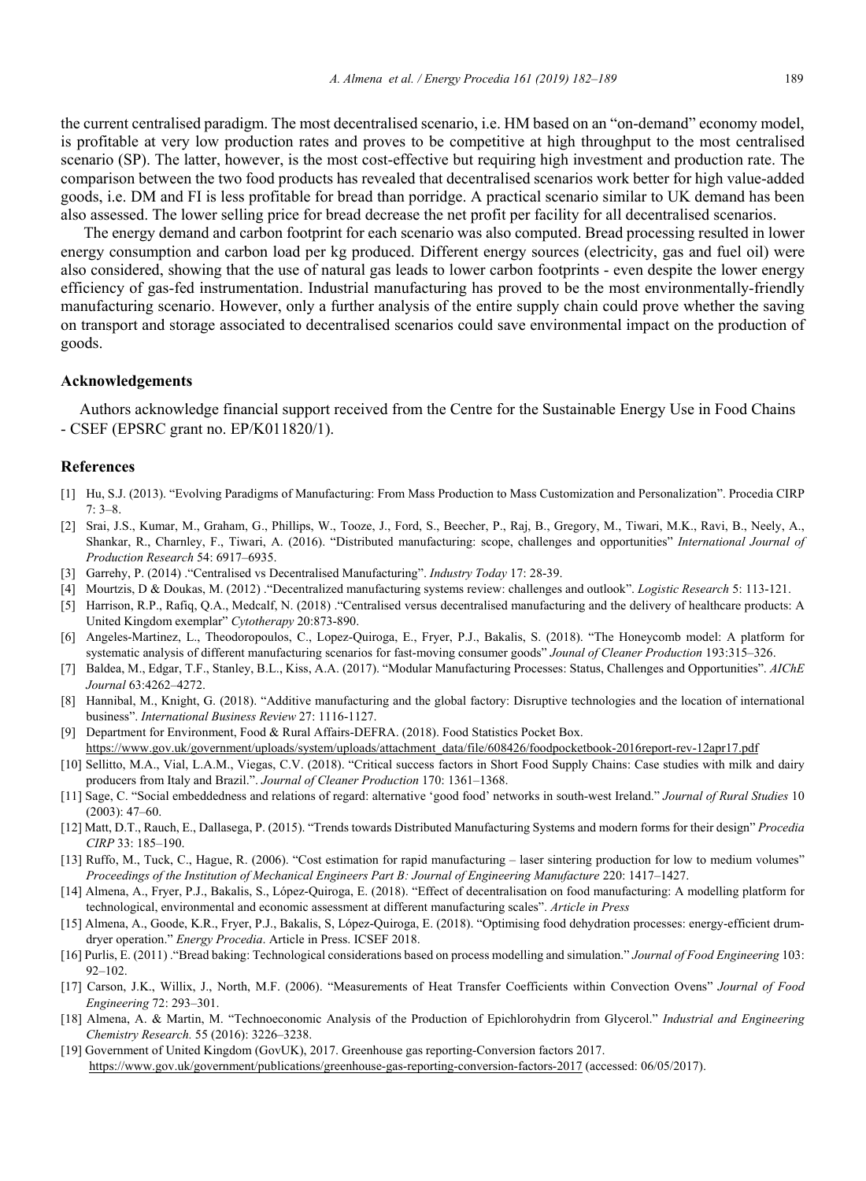the current centralised paradigm. The most decentralised scenario, i.e. HM based on an "on-demand" economy model, is profitable at very low production rates and proves to be competitive at high throughput to the most centralised scenario (SP). The latter, however, is the most cost-effective but requiring high investment and production rate. The comparison between the two food products has revealed that decentralised scenarios work better for high value-added goods, i.e. DM and FI is less profitable for bread than porridge. A practical scenario similar to UK demand has been also assessed. The lower selling price for bread decrease the net profit per facility for all decentralised scenarios.

The energy demand and carbon footprint for each scenario was also computed. Bread processing resulted in lower energy consumption and carbon load per kg produced. Different energy sources (electricity, gas and fuel oil) were also considered, showing that the use of natural gas leads to lower carbon footprints - even despite the lower energy efficiency of gas-fed instrumentation. Industrial manufacturing has proved to be the most environmentally-friendly manufacturing scenario. However, only a further analysis of the entire supply chain could prove whether the saving on transport and storage associated to decentralised scenarios could save environmental impact on the production of goods.

## Acknowledgements

Authors acknowledge financial support received from the Centre for the Sustainable Energy Use in Food Chains - CSEF (EPSRC grant no. EP/K011820/1).

## References

[1] Hu, S.J. (2013). "Evolving Paradigms of Manufacturing: From Mass Production to Mass Customization and Personalization". Procedia CIRP 7: 3–8.

[2] Srai, J.S., Kumar, M., Graham, G., Phillips, W., Tooze, J., Ford, S., Beecher, P., Raj, B., Gregory, M., Tiwari, M.K., Ravi, B., Neely, A., Shankar, R., Charnley, F., Tiwari, A. (2016). "Distributed manufacturing: scope, challenges and opportunities" *International Journal of Production Research* 54: 6917–6935.

[3] Garrehy, P. (2014) ."Centralised vs Decentralised Manufacturing". *Industry Today* 17: 28-39.

[4] Mourtzis, D & Doukas, M. (2012) ."Decentralized manufacturing systems review: challenges and outlook". *Logistic Research* 5: 113-121.

[5] Harrison, R.P., Rafiq, Q.A., Medcalf, N. (2018) ."Centralised versus decentralised manufacturing and the delivery of healthcare products: A United Kingdom exemplar" *Cytotherapy* 20:873-890.

[6] Angeles-Martinez, L., Theodoropoulos, C., Lopez-Quiroga, E., Fryer, P.J., Bakalis, S. (2018). "The Honeycomb model: A platform for systematic analysis of different manufacturing scenarios for fast-moving consumer goods" *Jounal of Cleaner Production* 193:315–326.

[7] Baldea, M., Edgar, T.F., Stanley, B.L., Kiss, A.A. (2017). "Modular Manufacturing Processes: Status, Challenges and Opportunities". *AIChE Journal* 63:4262–4272.

[8] Hannibal, M., Knight, G. (2018). "Additive manufacturing and the global factory: Disruptive technologies and the location of international business". *International Business Review* 27: 1116-1127.

[9] Department for Environment, Food & Rural Affairs-DEFRA. (2018). Food Statistics Pocket Box. https://www.gov.uk/government/uploads/system/uploads/attachment_data/file/608426/foodpocketbook-2016report-rev-12apr17.pdf

[10] Sellitto, M.A., Vial, L.A.M., Viegas, C.V. (2018). "Critical success factors in Short Food Supply Chains: Case studies with milk and dairy producers from Italy and Brazil.". *Journal of Cleaner Production* 170: 1361–1368.

[11] Sage, C. "Social embeddedness and relations of regard: alternative 'good food' networks in south-west Ireland." *Journal of Rural Studies* 10 (2003): 47–60.

[12] Matt, D.T., Rauch, E., Dallasega, P. (2015). "Trends towards Distributed Manufacturing Systems and modern forms for their design" *Procedia CIRP* 33: 185–190.

[13] Ruffo, M., Tuck, C., Hague, R. (2006). "Cost estimation for rapid manufacturing – laser sintering production for low to medium volumes" *Proceedings of the Institution of Mechanical Engineers Part B: Journal of Engineering Manufacture* 220: 1417–1427.

[14] Almena, A., Fryer, P.J., Bakalis, S., López-Quiroga, E. (2018). "Effect of decentralisation on food manufacturing: A modelling platform for technological, environmental and economic assessment at different manufacturing scales". *Article in Press*

[15] Almena, A., Goode, K.R., Fryer, P.J., Bakalis, S, López-Quiroga, E. (2018). "Optimising food dehydration processes: energy-efficient drum-dryer operation." *Energy Procedia*. Article in Press. ICSEF 2018.

[16] Purlis, E. (2011) ."Bread baking: Technological considerations based on process modelling and simulation." *Journal of Food Engineering* 103: 92–102.

[17] Carson, J.K., Willix, J., North, M.F. (2006). "Measurements of Heat Transfer Coefficients within Convection Ovens" *Journal of Food Engineering* 72: 293–301.

[18] Almena, A. & Martin, M. "Technoeconomic Analysis of the Production of Epichlorohydrin from Glycerol." *Industrial and Engineering Chemistry Research.* 55 (2016): 3226–3238.

[19] Government of United Kingdom (GovUK), 2017. Greenhouse gas reporting-Conversion factors 2017. https://www.gov.uk/government/publications/greenhouse-gas-reporting-conversion-factors-2017 (accessed: 06/05/2017).